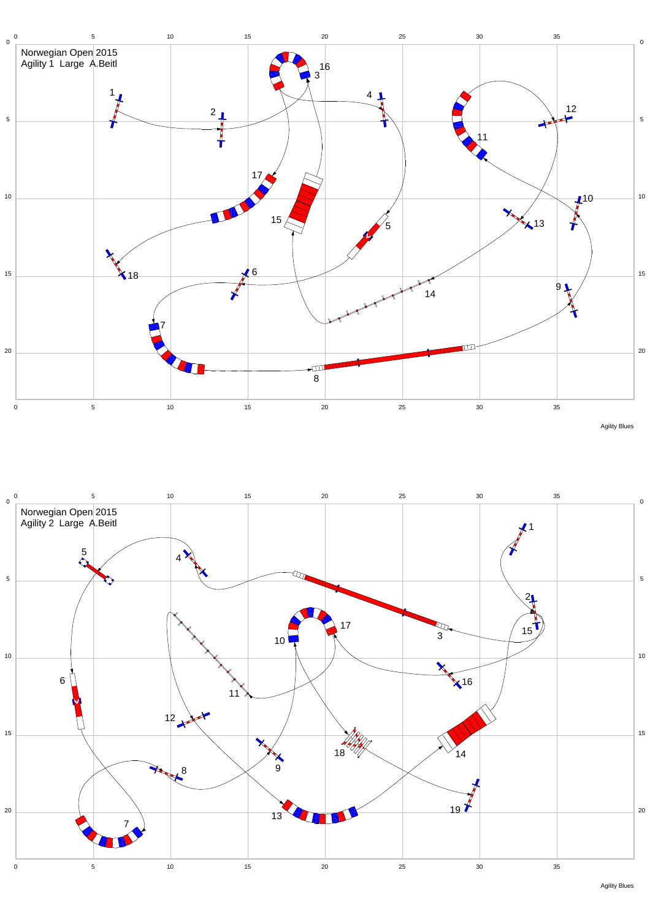Norwegian Open 2015
Agility 1 Large A.Beitl

Agility Blues

Norwegian Open 2015
Agility 2 Large A.Beitl

Agility Blues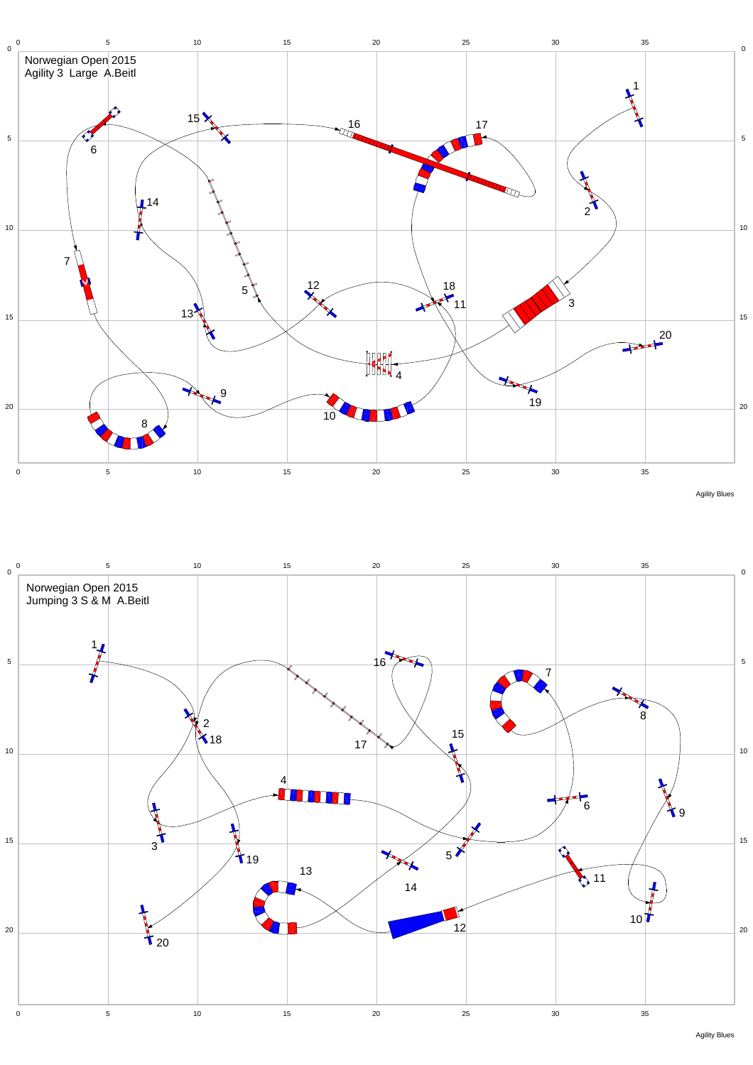Norwegian Open 2015
Agility 3 Large A.Beitl

Agility Blues

Norwegian Open 2015
Jumping 3 S & M A.Beitl

Agility Blues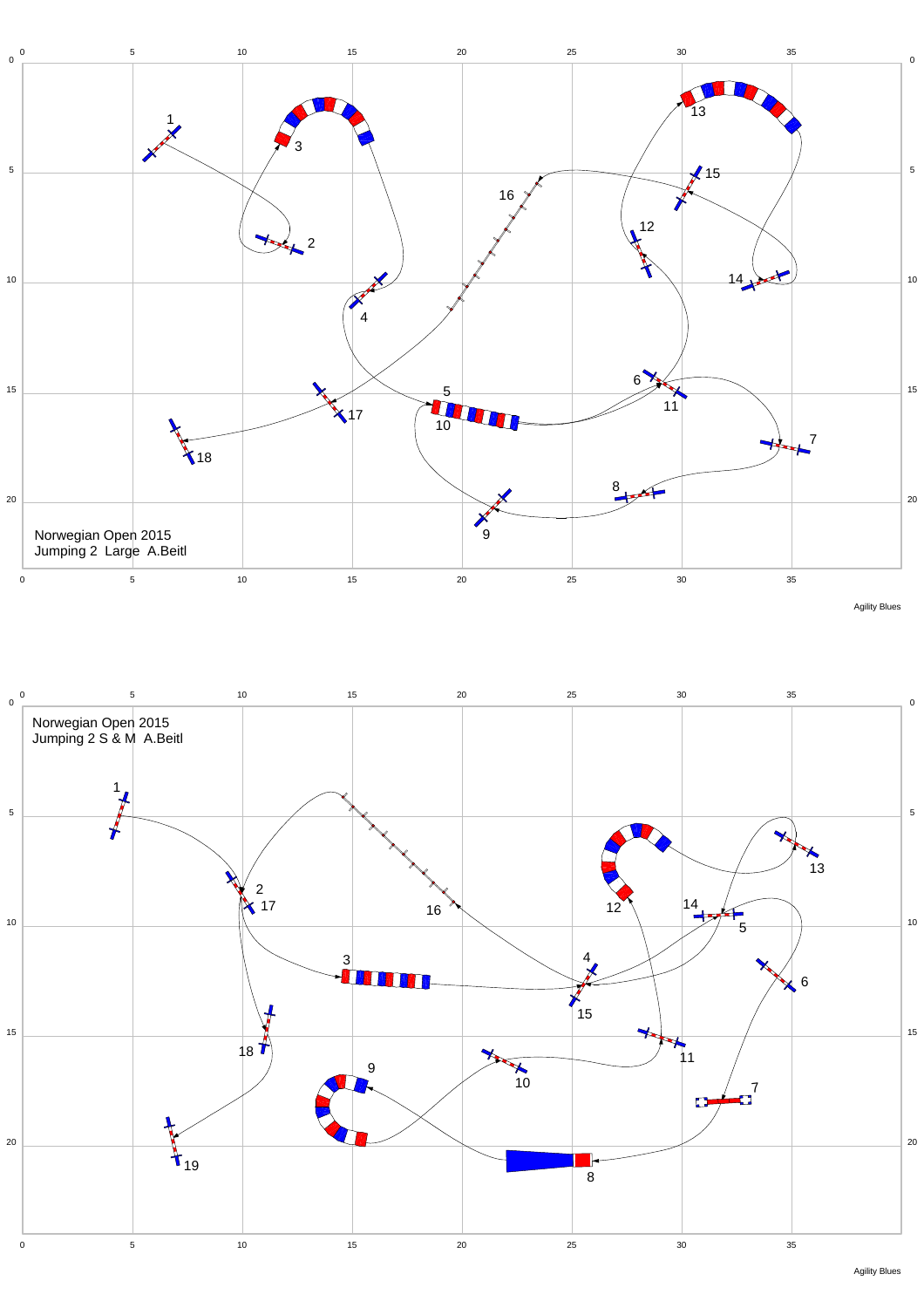Norwegian Open 2015
Jumping 2 Large A.Beitl

Agility Blues

Norwegian Open 2015
Jumping 2 S & M A.Beitl

Agility Blues